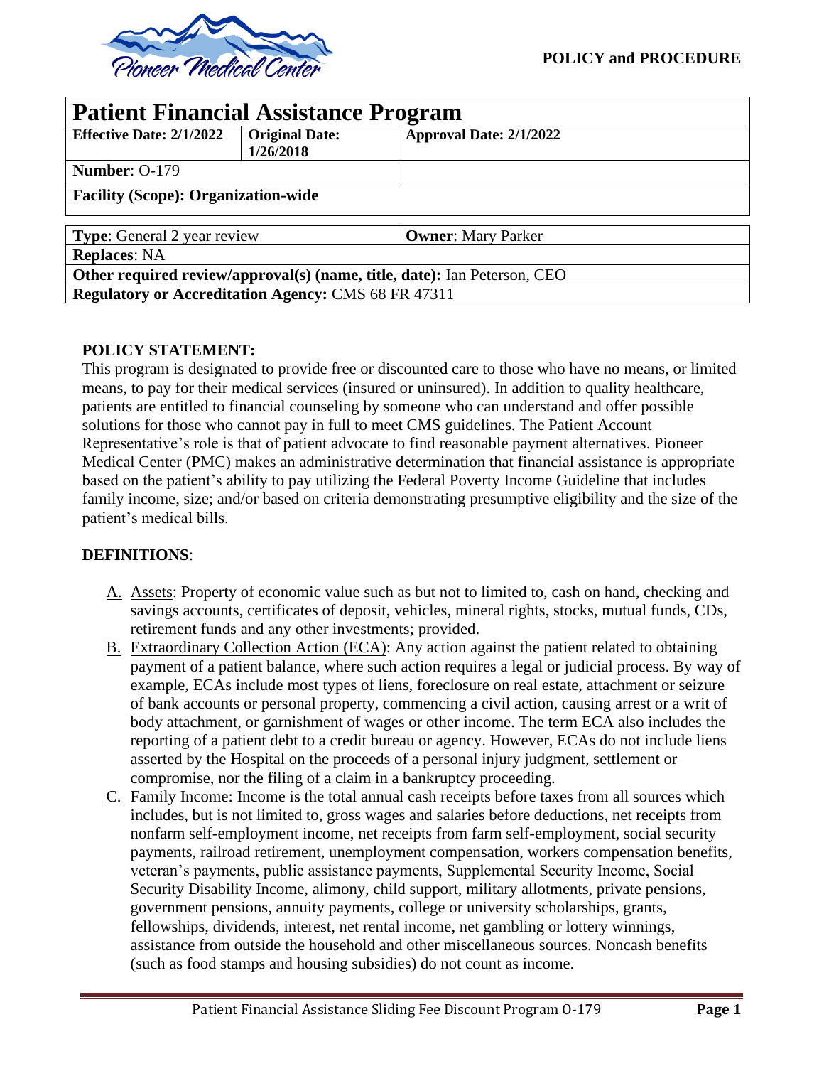**POLICY and PROCEDURE**

| **Patient Financial Assistance Program** | | |
|---|---|---|
| **Effective Date: 2/1/2022** | **Original Date: 1/26/2018** | **Approval Date: 2/1/2022** |
| **Number**: O-179 | | |
| **Facility (Scope): Organization-wide** | | |

| | |
|---|---|
| **Type**: General 2 year review | **Owner**: Mary Parker |
| **Replaces**: NA | |
| **Other required review/approval(s) (name, title, date):** Ian Peterson, CEO | |
| **Regulatory or Accreditation Agency:** CMS 68 FR 47311 | |

**POLICY STATEMENT:**

This program is designated to provide free or discounted care to those who have no means, or limited means, to pay for their medical services (insured or uninsured). In addition to quality healthcare, patients are entitled to financial counseling by someone who can understand and offer possible solutions for those who cannot pay in full to meet CMS guidelines. The Patient Account Representative's role is that of patient advocate to find reasonable payment alternatives. Pioneer Medical Center (PMC) makes an administrative determination that financial assistance is appropriate based on the patient's ability to pay utilizing the Federal Poverty Income Guideline that includes family income, size; and/or based on criteria demonstrating presumptive eligibility and the size of the patient's medical bills.

**DEFINITIONS**:

A. Assets: Property of economic value such as but not to limited to, cash on hand, checking and savings accounts, certificates of deposit, vehicles, mineral rights, stocks, mutual funds, CDs, retirement funds and any other investments; provided.
B. Extraordinary Collection Action (ECA): Any action against the patient related to obtaining payment of a patient balance, where such action requires a legal or judicial process. By way of example, ECAs include most types of liens, foreclosure on real estate, attachment or seizure of bank accounts or personal property, commencing a civil action, causing arrest or a writ of body attachment, or garnishment of wages or other income. The term ECA also includes the reporting of a patient debt to a credit bureau or agency. However, ECAs do not include liens asserted by the Hospital on the proceeds of a personal injury judgment, settlement or compromise, nor the filing of a claim in a bankruptcy proceeding.
C. Family Income: Income is the total annual cash receipts before taxes from all sources which includes, but is not limited to, gross wages and salaries before deductions, net receipts from nonfarm self-employment income, net receipts from farm self-employment, social security payments, railroad retirement, unemployment compensation, workers compensation benefits, veteran's payments, public assistance payments, Supplemental Security Income, Social Security Disability Income, alimony, child support, military allotments, private pensions, government pensions, annuity payments, college or university scholarships, grants, fellowships, dividends, interest, net rental income, net gambling or lottery winnings, assistance from outside the household and other miscellaneous sources. Noncash benefits (such as food stamps and housing subsidies) do not count as income.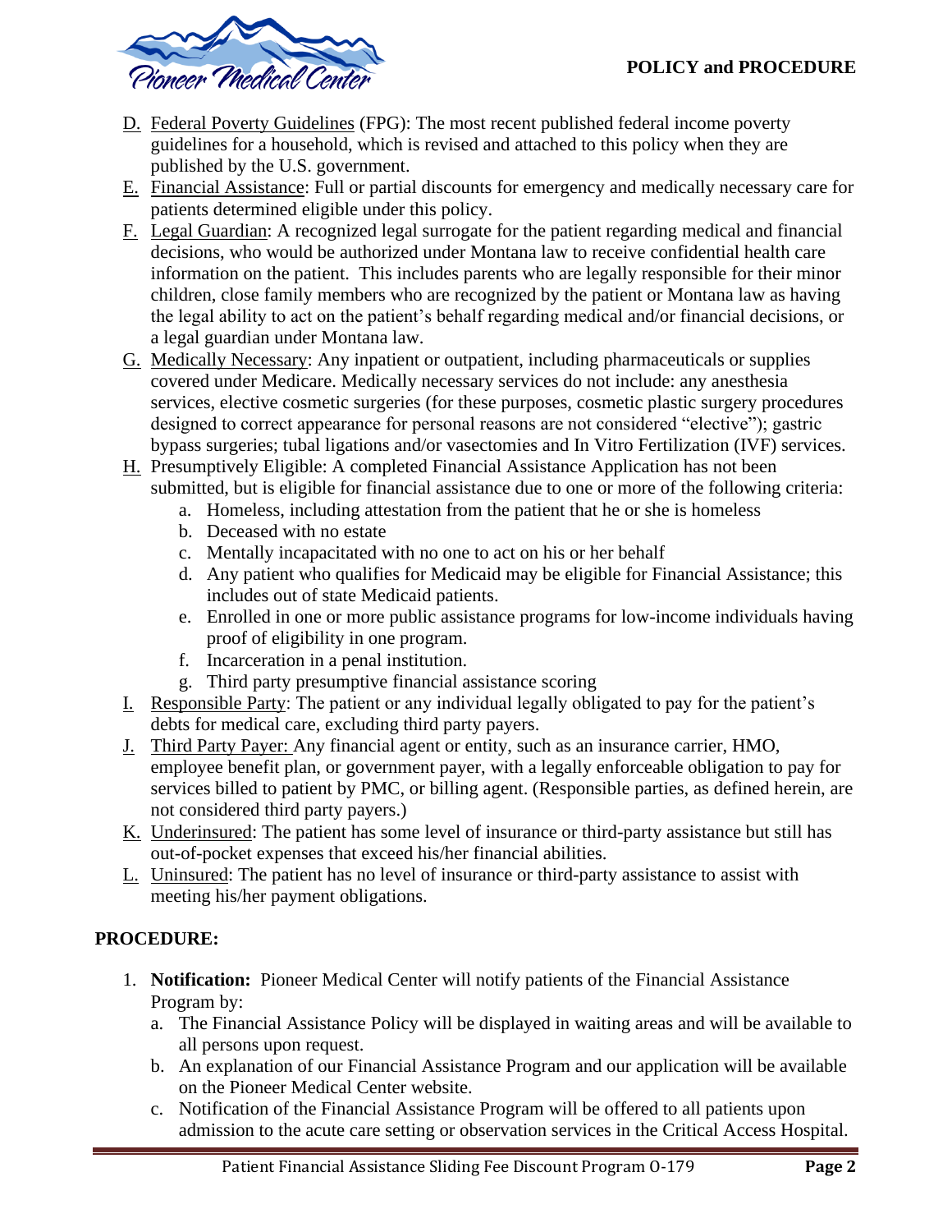D. Federal Poverty Guidelines (FPG): The most recent published federal income poverty guidelines for a household, which is revised and attached to this policy when they are published by the U.S. government.

E. Financial Assistance: Full or partial discounts for emergency and medically necessary care for patients determined eligible under this policy.

F. Legal Guardian: A recognized legal surrogate for the patient regarding medical and financial decisions, who would be authorized under Montana law to receive confidential health care information on the patient. This includes parents who are legally responsible for their minor children, close family members who are recognized by the patient or Montana law as having the legal ability to act on the patient's behalf regarding medical and/or financial decisions, or a legal guardian under Montana law.

G. Medically Necessary: Any inpatient or outpatient, including pharmaceuticals or supplies covered under Medicare. Medically necessary services do not include: any anesthesia services, elective cosmetic surgeries (for these purposes, cosmetic plastic surgery procedures designed to correct appearance for personal reasons are not considered "elective"); gastric bypass surgeries; tubal ligations and/or vasectomies and In Vitro Fertilization (IVF) services.

H. Presumptively Eligible: A completed Financial Assistance Application has not been submitted, but is eligible for financial assistance due to one or more of the following criteria:
   a. Homeless, including attestation from the patient that he or she is homeless
   b. Deceased with no estate
   c. Mentally incapacitated with no one to act on his or her behalf
   d. Any patient who qualifies for Medicaid may be eligible for Financial Assistance; this includes out of state Medicaid patients.
   e. Enrolled in one or more public assistance programs for low-income individuals having proof of eligibility in one program.
   f. Incarceration in a penal institution.
   g. Third party presumptive financial assistance scoring

I. Responsible Party: The patient or any individual legally obligated to pay for the patient's debts for medical care, excluding third party payers.

J. Third Party Payer: Any financial agent or entity, such as an insurance carrier, HMO, employee benefit plan, or government payer, with a legally enforceable obligation to pay for services billed to patient by PMC, or billing agent. (Responsible parties, as defined herein, are not considered third party payers.)

K. Underinsured: The patient has some level of insurance or third-party assistance but still has out-of-pocket expenses that exceed his/her financial abilities.

L. Uninsured: The patient has no level of insurance or third-party assistance to assist with meeting his/her payment obligations.

## PROCEDURE:

1. **Notification:** Pioneer Medical Center will notify patients of the Financial Assistance Program by:
   a. The Financial Assistance Policy will be displayed in waiting areas and will be available to all persons upon request.
   b. An explanation of our Financial Assistance Program and our application will be available on the Pioneer Medical Center website.
   c. Notification of the Financial Assistance Program will be offered to all patients upon admission to the acute care setting or observation services in the Critical Access Hospital.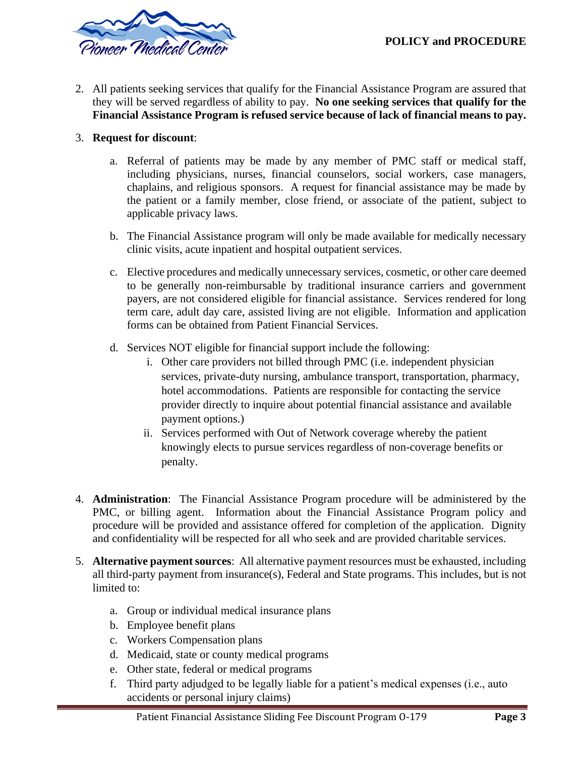2. All patients seeking services that qualify for the Financial Assistance Program are assured that they will be served regardless of ability to pay. **No one seeking services that qualify for the Financial Assistance Program is refused service because of lack of financial means to pay.**

3. **Request for discount**:

   a. Referral of patients may be made by any member of PMC staff or medical staff, including physicians, nurses, financial counselors, social workers, case managers, chaplains, and religious sponsors. A request for financial assistance may be made by the patient or a family member, close friend, or associate of the patient, subject to applicable privacy laws.

   b. The Financial Assistance program will only be made available for medically necessary clinic visits, acute inpatient and hospital outpatient services.

   c. Elective procedures and medically unnecessary services, cosmetic, or other care deemed to be generally non-reimbursable by traditional insurance carriers and government payers, are not considered eligible for financial assistance. Services rendered for long term care, adult day care, assisted living are not eligible. Information and application forms can be obtained from Patient Financial Services.

   d. Services NOT eligible for financial support include the following:
      i. Other care providers not billed through PMC (i.e. independent physician services, private-duty nursing, ambulance transport, transportation, pharmacy, hotel accommodations. Patients are responsible for contacting the service provider directly to inquire about potential financial assistance and available payment options.)
      ii. Services performed with Out of Network coverage whereby the patient knowingly elects to pursue services regardless of non-coverage benefits or penalty.

4. **Administration**: The Financial Assistance Program procedure will be administered by the PMC, or billing agent. Information about the Financial Assistance Program policy and procedure will be provided and assistance offered for completion of the application. Dignity and confidentiality will be respected for all who seek and are provided charitable services.

5. **Alternative payment sources**: All alternative payment resources must be exhausted, including all third-party payment from insurance(s), Federal and State programs. This includes, but is not limited to:

   a. Group or individual medical insurance plans
   b. Employee benefit plans
   c. Workers Compensation plans
   d. Medicaid, state or county medical programs
   e. Other state, federal or medical programs
   f. Third party adjudged to be legally liable for a patient's medical expenses (i.e., auto accidents or personal injury claims)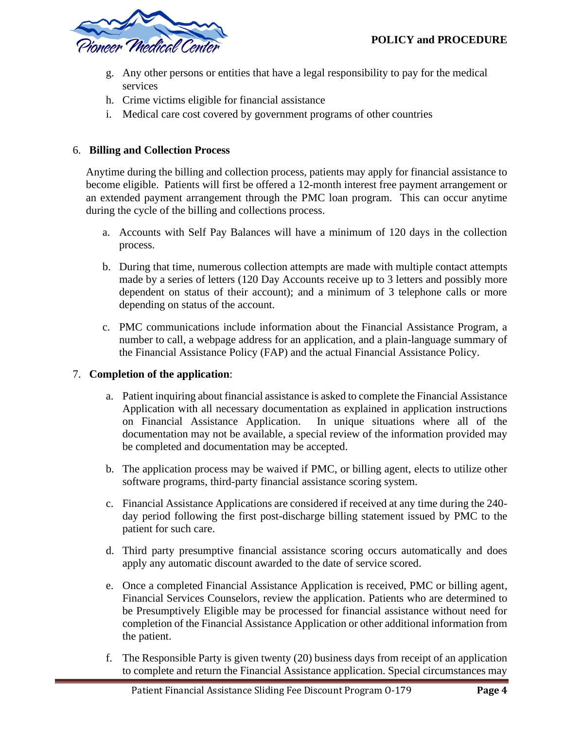g. Any other persons or entities that have a legal responsibility to pay for the medical services
h. Crime victims eligible for financial assistance
i. Medical care cost covered by government programs of other countries

6. **Billing and Collection Process**

Anytime during the billing and collection process, patients may apply for financial assistance to become eligible. Patients will first be offered a 12-month interest free payment arrangement or an extended payment arrangement through the PMC loan program. This can occur anytime during the cycle of the billing and collections process.

a. Accounts with Self Pay Balances will have a minimum of 120 days in the collection process.

b. During that time, numerous collection attempts are made with multiple contact attempts made by a series of letters (120 Day Accounts receive up to 3 letters and possibly more dependent on status of their account); and a minimum of 3 telephone calls or more depending on status of the account.

c. PMC communications include information about the Financial Assistance Program, a number to call, a webpage address for an application, and a plain-language summary of the Financial Assistance Policy (FAP) and the actual Financial Assistance Policy.

7. **Completion of the application**:

a. Patient inquiring about financial assistance is asked to complete the Financial Assistance Application with all necessary documentation as explained in application instructions on Financial Assistance Application. In unique situations where all of the documentation may not be available, a special review of the information provided may be completed and documentation may be accepted.

b. The application process may be waived if PMC, or billing agent, elects to utilize other software programs, third-party financial assistance scoring system.

c. Financial Assistance Applications are considered if received at any time during the 240-day period following the first post-discharge billing statement issued by PMC to the patient for such care.

d. Third party presumptive financial assistance scoring occurs automatically and does apply any automatic discount awarded to the date of service scored.

e. Once a completed Financial Assistance Application is received, PMC or billing agent, Financial Services Counselors, review the application. Patients who are determined to be Presumptively Eligible may be processed for financial assistance without need for completion of the Financial Assistance Application or other additional information from the patient.

f. The Responsible Party is given twenty (20) business days from receipt of an application to complete and return the Financial Assistance application. Special circumstances may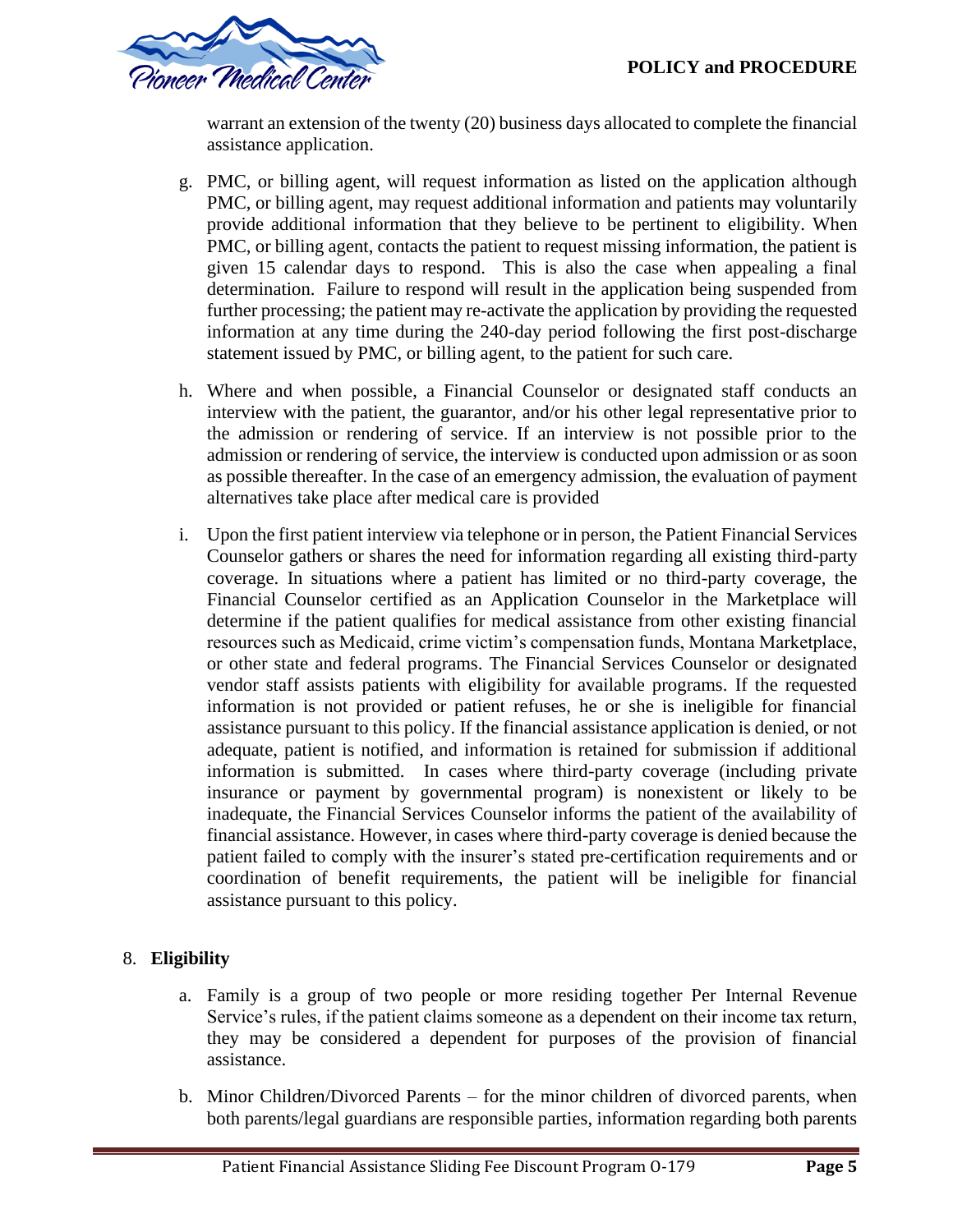warrant an extension of the twenty (20) business days allocated to complete the financial assistance application.

g. PMC, or billing agent, will request information as listed on the application although PMC, or billing agent, may request additional information and patients may voluntarily provide additional information that they believe to be pertinent to eligibility. When PMC, or billing agent, contacts the patient to request missing information, the patient is given 15 calendar days to respond. This is also the case when appealing a final determination. Failure to respond will result in the application being suspended from further processing; the patient may re-activate the application by providing the requested information at any time during the 240-day period following the first post-discharge statement issued by PMC, or billing agent, to the patient for such care.

h. Where and when possible, a Financial Counselor or designated staff conducts an interview with the patient, the guarantor, and/or his other legal representative prior to the admission or rendering of service. If an interview is not possible prior to the admission or rendering of service, the interview is conducted upon admission or as soon as possible thereafter. In the case of an emergency admission, the evaluation of payment alternatives take place after medical care is provided

i. Upon the first patient interview via telephone or in person, the Patient Financial Services Counselor gathers or shares the need for information regarding all existing third-party coverage. In situations where a patient has limited or no third-party coverage, the Financial Counselor certified as an Application Counselor in the Marketplace will determine if the patient qualifies for medical assistance from other existing financial resources such as Medicaid, crime victim's compensation funds, Montana Marketplace, or other state and federal programs. The Financial Services Counselor or designated vendor staff assists patients with eligibility for available programs. If the requested information is not provided or patient refuses, he or she is ineligible for financial assistance pursuant to this policy. If the financial assistance application is denied, or not adequate, patient is notified, and information is retained for submission if additional information is submitted. In cases where third-party coverage (including private insurance or payment by governmental program) is nonexistent or likely to be inadequate, the Financial Services Counselor informs the patient of the availability of financial assistance. However, in cases where third-party coverage is denied because the patient failed to comply with the insurer's stated pre-certification requirements and or coordination of benefit requirements, the patient will be ineligible for financial assistance pursuant to this policy.

8. **Eligibility**

a. Family is a group of two people or more residing together Per Internal Revenue Service's rules, if the patient claims someone as a dependent on their income tax return, they may be considered a dependent for purposes of the provision of financial assistance.

b. Minor Children/Divorced Parents – for the minor children of divorced parents, when both parents/legal guardians are responsible parties, information regarding both parents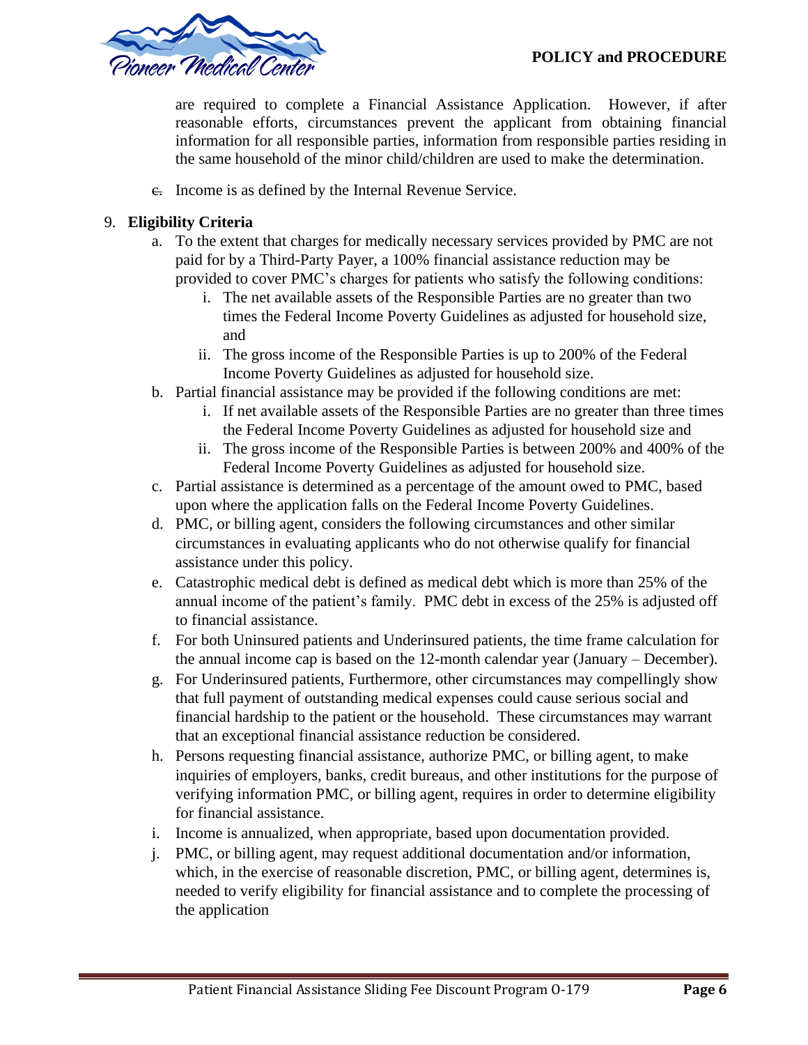are required to complete a Financial Assistance Application. However, if after reasonable efforts, circumstances prevent the applicant from obtaining financial information for all responsible parties, information from responsible parties residing in the same household of the minor child/children are used to make the determination.

~~c.~~ Income is as defined by the Internal Revenue Service.

9. **Eligibility Criteria**
   a. To the extent that charges for medically necessary services provided by PMC are not paid for by a Third-Party Payer, a 100% financial assistance reduction may be provided to cover PMC's charges for patients who satisfy the following conditions:
      i. The net available assets of the Responsible Parties are no greater than two times the Federal Income Poverty Guidelines as adjusted for household size, and
      ii. The gross income of the Responsible Parties is up to 200% of the Federal Income Poverty Guidelines as adjusted for household size.
   b. Partial financial assistance may be provided if the following conditions are met:
      i. If net available assets of the Responsible Parties are no greater than three times the Federal Income Poverty Guidelines as adjusted for household size and
      ii. The gross income of the Responsible Parties is between 200% and 400% of the Federal Income Poverty Guidelines as adjusted for household size.
   c. Partial assistance is determined as a percentage of the amount owed to PMC, based upon where the application falls on the Federal Income Poverty Guidelines.
   d. PMC, or billing agent, considers the following circumstances and other similar circumstances in evaluating applicants who do not otherwise qualify for financial assistance under this policy.
   e. Catastrophic medical debt is defined as medical debt which is more than 25% of the annual income of the patient's family. PMC debt in excess of the 25% is adjusted off to financial assistance.
   f. For both Uninsured patients and Underinsured patients, the time frame calculation for the annual income cap is based on the 12-month calendar year (January – December).
   g. For Underinsured patients, Furthermore, other circumstances may compellingly show that full payment of outstanding medical expenses could cause serious social and financial hardship to the patient or the household. These circumstances may warrant that an exceptional financial assistance reduction be considered.
   h. Persons requesting financial assistance, authorize PMC, or billing agent, to make inquiries of employers, banks, credit bureaus, and other institutions for the purpose of verifying information PMC, or billing agent, requires in order to determine eligibility for financial assistance.
   i. Income is annualized, when appropriate, based upon documentation provided.
   j. PMC, or billing agent, may request additional documentation and/or information, which, in the exercise of reasonable discretion, PMC, or billing agent, determines is, needed to verify eligibility for financial assistance and to complete the processing of the application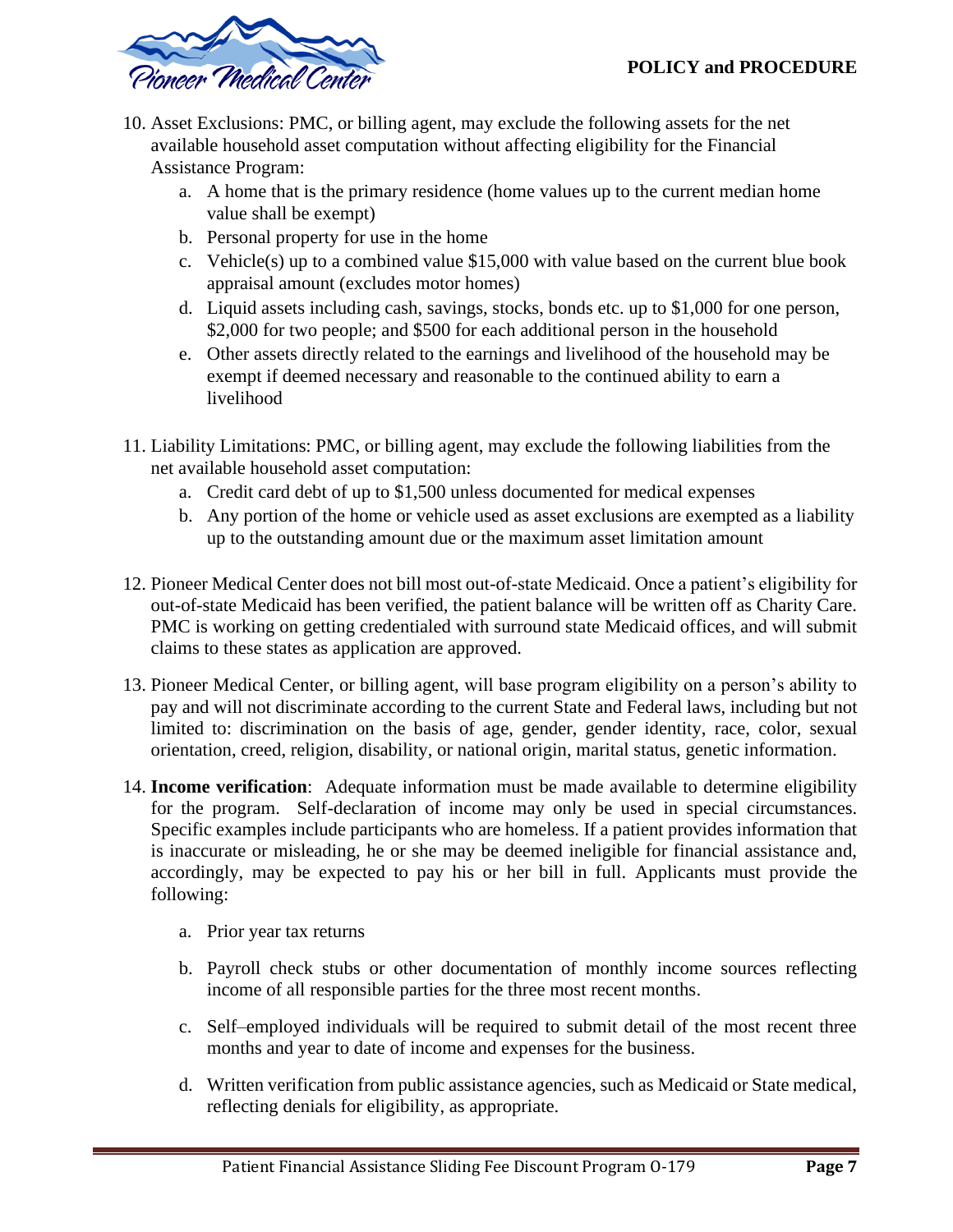10. Asset Exclusions: PMC, or billing agent, may exclude the following assets for the net available household asset computation without affecting eligibility for the Financial Assistance Program:
    a. A home that is the primary residence (home values up to the current median home value shall be exempt)
    b. Personal property for use in the home
    c. Vehicle(s) up to a combined value $15,000 with value based on the current blue book appraisal amount (excludes motor homes)
    d. Liquid assets including cash, savings, stocks, bonds etc. up to $1,000 for one person, $2,000 for two people; and $500 for each additional person in the household
    e. Other assets directly related to the earnings and livelihood of the household may be exempt if deemed necessary and reasonable to the continued ability to earn a livelihood

11. Liability Limitations: PMC, or billing agent, may exclude the following liabilities from the net available household asset computation:
    a. Credit card debt of up to $1,500 unless documented for medical expenses
    b. Any portion of the home or vehicle used as asset exclusions are exempted as a liability up to the outstanding amount due or the maximum asset limitation amount

12. Pioneer Medical Center does not bill most out-of-state Medicaid. Once a patient's eligibility for out-of-state Medicaid has been verified, the patient balance will be written off as Charity Care. PMC is working on getting credentialed with surround state Medicaid offices, and will submit claims to these states as application are approved.

13. Pioneer Medical Center, or billing agent, will base program eligibility on a person's ability to pay and will not discriminate according to the current State and Federal laws, including but not limited to: discrimination on the basis of age, gender, gender identity, race, color, sexual orientation, creed, religion, disability, or national origin, marital status, genetic information.

14. **Income verification**: Adequate information must be made available to determine eligibility for the program. Self-declaration of income may only be used in special circumstances. Specific examples include participants who are homeless. If a patient provides information that is inaccurate or misleading, he or she may be deemed ineligible for financial assistance and, accordingly, may be expected to pay his or her bill in full. Applicants must provide the following:

    a. Prior year tax returns

    b. Payroll check stubs or other documentation of monthly income sources reflecting income of all responsible parties for the three most recent months.

    c. Self–employed individuals will be required to submit detail of the most recent three months and year to date of income and expenses for the business.

    d. Written verification from public assistance agencies, such as Medicaid or State medical, reflecting denials for eligibility, as appropriate.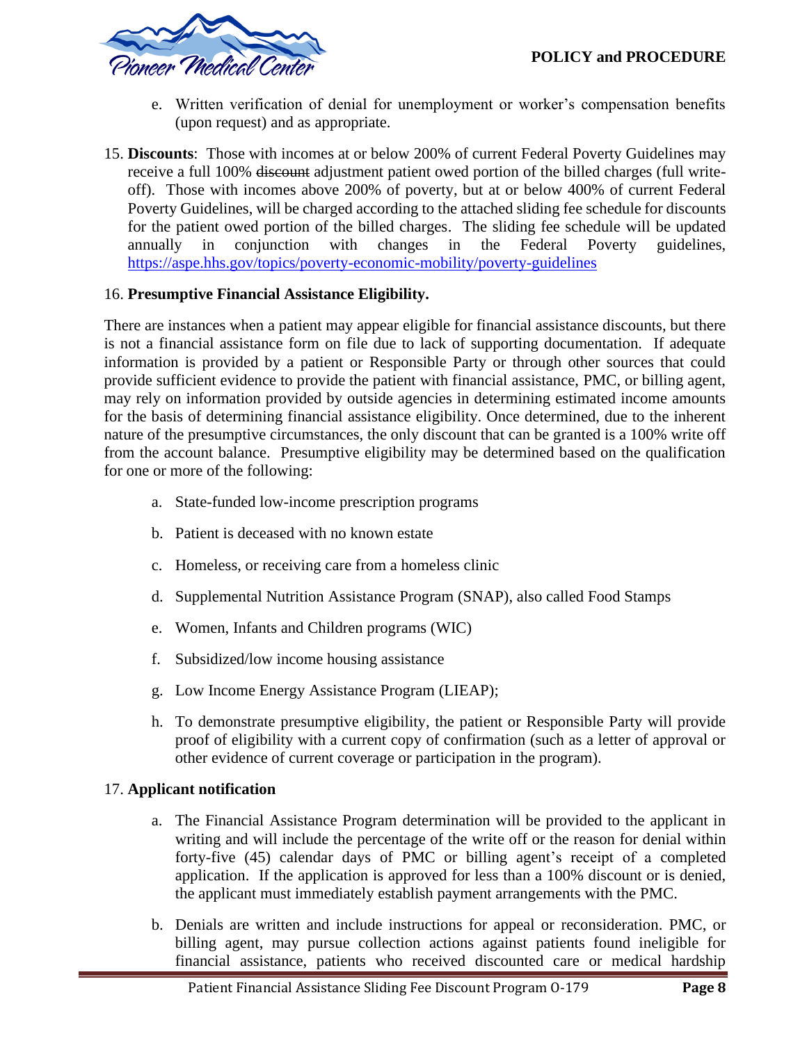e. Written verification of denial for unemployment or worker's compensation benefits (upon request) and as appropriate.

15. **Discounts**: Those with incomes at or below 200% of current Federal Poverty Guidelines may receive a full 100% ~~discount~~ adjustment patient owed portion of the billed charges (full write-off). Those with incomes above 200% of poverty, but at or below 400% of current Federal Poverty Guidelines, will be charged according to the attached sliding fee schedule for discounts for the patient owed portion of the billed charges. The sliding fee schedule will be updated annually in conjunction with changes in the Federal Poverty guidelines, https://aspe.hhs.gov/topics/poverty-economic-mobility/poverty-guidelines

16. **Presumptive Financial Assistance Eligibility.**

There are instances when a patient may appear eligible for financial assistance discounts, but there is not a financial assistance form on file due to lack of supporting documentation. If adequate information is provided by a patient or Responsible Party or through other sources that could provide sufficient evidence to provide the patient with financial assistance, PMC, or billing agent, may rely on information provided by outside agencies in determining estimated income amounts for the basis of determining financial assistance eligibility. Once determined, due to the inherent nature of the presumptive circumstances, the only discount that can be granted is a 100% write off from the account balance. Presumptive eligibility may be determined based on the qualification for one or more of the following:

a. State-funded low-income prescription programs

b. Patient is deceased with no known estate

c. Homeless, or receiving care from a homeless clinic

d. Supplemental Nutrition Assistance Program (SNAP), also called Food Stamps

e. Women, Infants and Children programs (WIC)

f. Subsidized/low income housing assistance

g. Low Income Energy Assistance Program (LIEAP);

h. To demonstrate presumptive eligibility, the patient or Responsible Party will provide proof of eligibility with a current copy of confirmation (such as a letter of approval or other evidence of current coverage or participation in the program).

17. **Applicant notification**

a. The Financial Assistance Program determination will be provided to the applicant in writing and will include the percentage of the write off or the reason for denial within forty-five (45) calendar days of PMC or billing agent's receipt of a completed application. If the application is approved for less than a 100% discount or is denied, the applicant must immediately establish payment arrangements with the PMC.

b. Denials are written and include instructions for appeal or reconsideration. PMC, or billing agent, may pursue collection actions against patients found ineligible for financial assistance, patients who received discounted care or medical hardship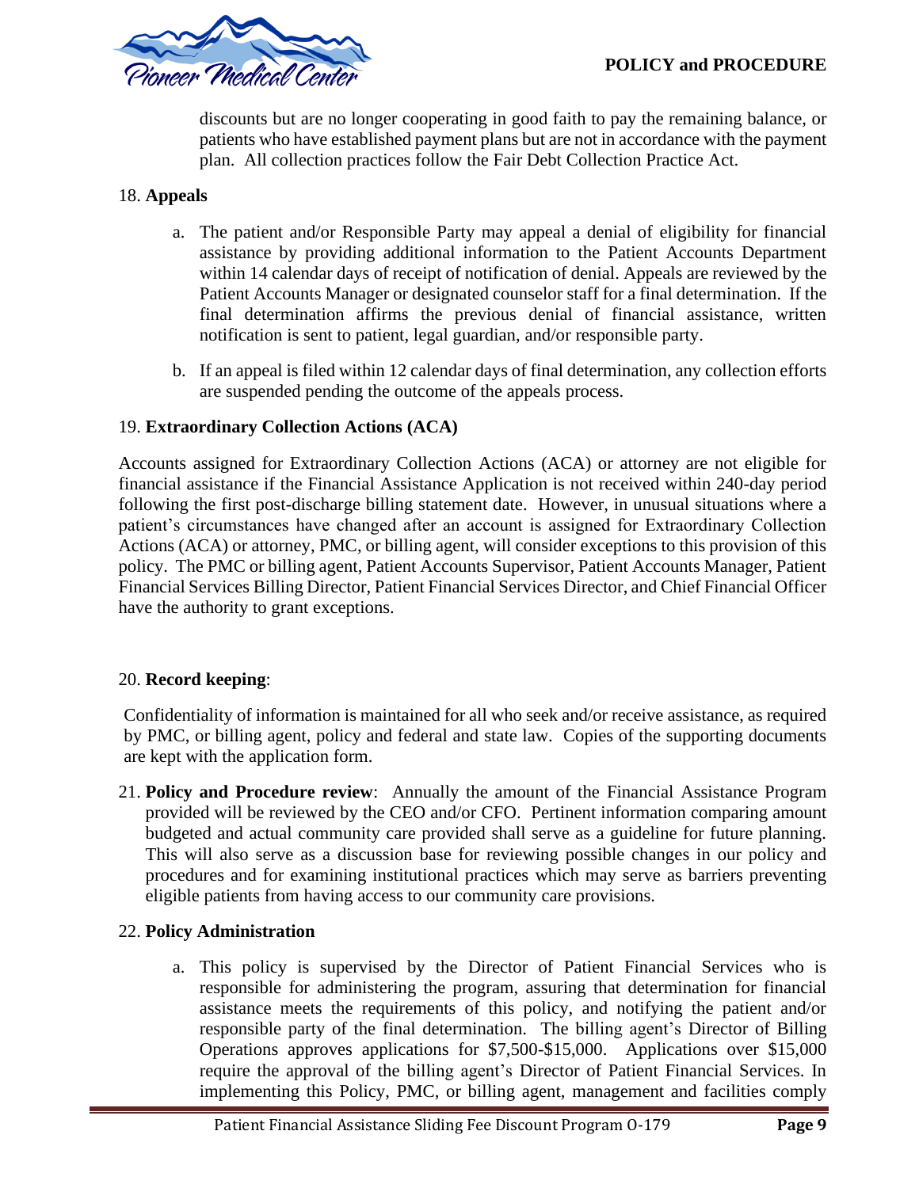discounts but are no longer cooperating in good faith to pay the remaining balance, or patients who have established payment plans but are not in accordance with the payment plan. All collection practices follow the Fair Debt Collection Practice Act.

18. **Appeals**

a. The patient and/or Responsible Party may appeal a denial of eligibility for financial assistance by providing additional information to the Patient Accounts Department within 14 calendar days of receipt of notification of denial. Appeals are reviewed by the Patient Accounts Manager or designated counselor staff for a final determination. If the final determination affirms the previous denial of financial assistance, written notification is sent to patient, legal guardian, and/or responsible party.

b. If an appeal is filed within 12 calendar days of final determination, any collection efforts are suspended pending the outcome of the appeals process.

19. **Extraordinary Collection Actions (ACA)**

Accounts assigned for Extraordinary Collection Actions (ACA) or attorney are not eligible for financial assistance if the Financial Assistance Application is not received within 240-day period following the first post-discharge billing statement date. However, in unusual situations where a patient's circumstances have changed after an account is assigned for Extraordinary Collection Actions (ACA) or attorney, PMC, or billing agent, will consider exceptions to this provision of this policy. The PMC or billing agent, Patient Accounts Supervisor, Patient Accounts Manager, Patient Financial Services Billing Director, Patient Financial Services Director, and Chief Financial Officer have the authority to grant exceptions.

20. **Record keeping**:

Confidentiality of information is maintained for all who seek and/or receive assistance, as required by PMC, or billing agent, policy and federal and state law. Copies of the supporting documents are kept with the application form.

21. **Policy and Procedure review**: Annually the amount of the Financial Assistance Program provided will be reviewed by the CEO and/or CFO. Pertinent information comparing amount budgeted and actual community care provided shall serve as a guideline for future planning. This will also serve as a discussion base for reviewing possible changes in our policy and procedures and for examining institutional practices which may serve as barriers preventing eligible patients from having access to our community care provisions.

22. **Policy Administration**

a. This policy is supervised by the Director of Patient Financial Services who is responsible for administering the program, assuring that determination for financial assistance meets the requirements of this policy, and notifying the patient and/or responsible party of the final determination. The billing agent's Director of Billing Operations approves applications for $7,500-$15,000. Applications over $15,000 require the approval of the billing agent's Director of Patient Financial Services. In implementing this Policy, PMC, or billing agent, management and facilities comply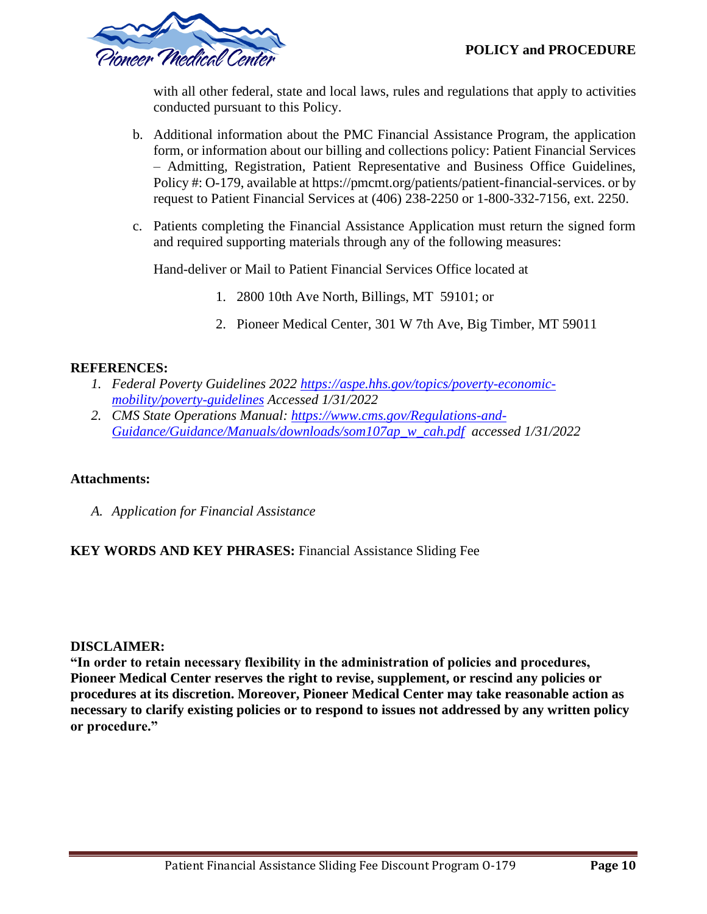with all other federal, state and local laws, rules and regulations that apply to activities conducted pursuant to this Policy.

b. Additional information about the PMC Financial Assistance Program, the application form, or information about our billing and collections policy: Patient Financial Services – Admitting, Registration, Patient Representative and Business Office Guidelines, Policy #: O-179, available at https://pmcmt.org/patients/patient-financial-services. or by request to Patient Financial Services at (406) 238-2250 or 1-800-332-7156, ext. 2250.

c. Patients completing the Financial Assistance Application must return the signed form and required supporting materials through any of the following measures:

   Hand-deliver or Mail to Patient Financial Services Office located at

   1. 2800 10th Ave North, Billings, MT 59101; or
   2. Pioneer Medical Center, 301 W 7th Ave, Big Timber, MT 59011

**REFERENCES:**

1. *Federal Poverty Guidelines 2022 [https://aspe.hhs.gov/topics/poverty-economic-mobility/poverty-guidelines](https://aspe.hhs.gov/topics/poverty-economic-mobility/poverty-guidelines) Accessed 1/31/2022*
2. *CMS State Operations Manual: [https://www.cms.gov/Regulations-and-Guidance/Guidance/Manuals/downloads/som107ap_w_cah.pdf](https://www.cms.gov/Regulations-and-Guidance/Guidance/Manuals/downloads/som107ap_w_cah.pdf) accessed 1/31/2022*

**Attachments:**

*A. Application for Financial Assistance*

**KEY WORDS AND KEY PHRASES:** Financial Assistance Sliding Fee

**DISCLAIMER:**

**"In order to retain necessary flexibility in the administration of policies and procedures, Pioneer Medical Center reserves the right to revise, supplement, or rescind any policies or procedures at its discretion. Moreover, Pioneer Medical Center may take reasonable action as necessary to clarify existing policies or to respond to issues not addressed by any written policy or procedure."**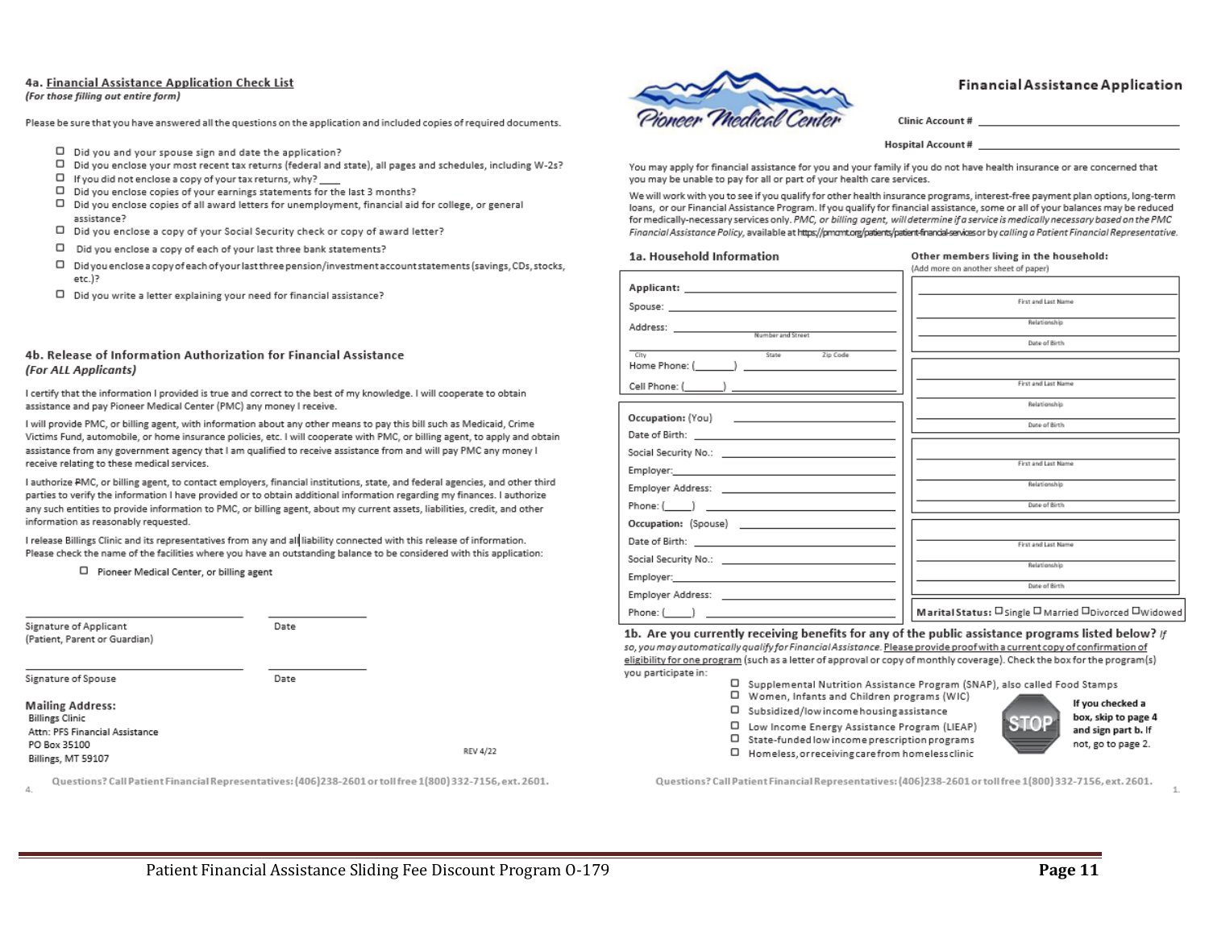## 4a. Financial Assistance Application Check List

*(For those filling out entire form)*

Please be sure that you have answered all the questions on the application and included copies of required documents.

- ☐ Did you and your spouse sign and date the application?
- ☐ Did you enclose your most recent tax returns (federal and state), all pages and schedules, including W-2s?
- ☐ If you did not enclose a copy of your tax returns, why? ____
- ☐ Did you enclose copies of your earnings statements for the last 3 months?
- ☐ Did you enclose copies of all award letters for unemployment, financial aid for college, or general assistance?
- ☐ Did you enclose a copy of your Social Security check or copy of award letter?
- ☐ Did you enclose a copy of each of your last three bank statements?
- ☐ Did you enclose a copy of each of your last three pension/investment account statements (savings, CDs, stocks, etc.)?
- ☐ Did you write a letter explaining your need for financial assistance?

## 4b. Release of Information Authorization for Financial Assistance

***(For ALL Applicants)***

I certify that the information I provided is true and correct to the best of my knowledge. I will cooperate to obtain assistance and pay Pioneer Medical Center (PMC) any money I receive.

I will provide PMC, or billing agent, with information about any other means to pay this bill such as Medicaid, Crime Victims Fund, automobile, or home insurance policies, etc. I will cooperate with PMC, or billing agent, to apply and obtain assistance from any government agency that I am qualified to receive assistance from and will pay PMC any money I receive relating to these medical services.

I authorize PMC, or billing agent, to contact employers, financial institutions, state, and federal agencies, and other third parties to verify the information I have provided or to obtain additional information regarding my finances. I authorize any such entities to provide information to PMC, or billing agent, about my current assets, liabilities, credit, and other information as reasonably requested.

I release Billings Clinic and its representatives from any and all liability connected with this release of information. Please check the name of the facilities where you have an outstanding balance to be considered with this application:

☐ Pioneer Medical Center, or billing agent

______________________ ______________
Signature of Applicant (Patient, Parent or Guardian) Date

______________________ ______________
Signature of Spouse Date

**Mailing Address:**
Billings Clinic
Attn: PFS Financial Assistance
PO Box 35100
Billings, MT 59107

REV 4/22

Questions? Call Patient Financial Representatives: (406)238-2601 or toll free 1(800)332-7156, ext. 2601.

---

Pioneer Medical Center

## Financial Assistance Application

Clinic Account # ______________________

Hospital Account # ______________________

You may apply for financial assistance for you and your family if you do not have health insurance or are concerned that you may be unable to pay for all or part of your health care services.

We will work with you to see if you qualify for other health insurance programs, interest-free payment plan options, long-term loans, or our Financial Assistance Program. If you qualify for financial assistance, some or all of your balances may be reduced for medically-necessary services only. *PMC, or billing agent, will determine if a service is medically necessary based on the PMC Financial Assistance Policy,* available at https://pmcmt.org/patients/patient-financial-services *or by calling a Patient Financial Representative.*

### 1a. Household Information

Applicant: ______________________
Spouse: ______________________
Address: ______________________ (Number and Street)
______________________ (City, State, Zip Code)
Home Phone: (_______) ______________________
Cell Phone: (_______) ______________________

Occupation: (You) ______________________
Date of Birth: ______________________
Social Security No.: ______________________
Employer: ______________________
Employer Address: ______________________
Phone: (_____) ______________________
Occupation: (Spouse) ______________________
Date of Birth: ______________________
Social Security No.: ______________________
Employer: ______________________
Employer Address: ______________________
Phone: (_____) ______________________

**Other members living in the household:**
(Add more on another sheet of paper)

| First and Last Name | Relationship | Date of Birth |
|---|---|---|
| | | |
| | | |
| | | |
| | | |

**Marital Status:** ☐ Single ☐ Married ☐ Divorced ☐ Widowed

### 1b. Are you currently receiving benefits for any of the public assistance programs listed below?

*If so, you may automatically qualify for Financial Assistance.* Please provide proof with a current copy of confirmation of eligibility for one program (such as a letter of approval or copy of monthly coverage). Check the box for the program(s) you participate in:

- ☐ Supplemental Nutrition Assistance Program (SNAP), also called Food Stamps
- ☐ Women, Infants and Children programs (WIC)
- ☐ Subsidized/low income housing assistance
- ☐ Low Income Energy Assistance Program (LIEAP)
- ☐ State-funded low income prescription programs
- ☐ Homeless, or receiving care from homeless clinic

STOP — **If you checked a box, skip to page 4 and sign part b. If not, go to page 2.**

Questions? Call Patient Financial Representatives: (406)238-2601 or toll free 1(800)332-7156, ext. 2601.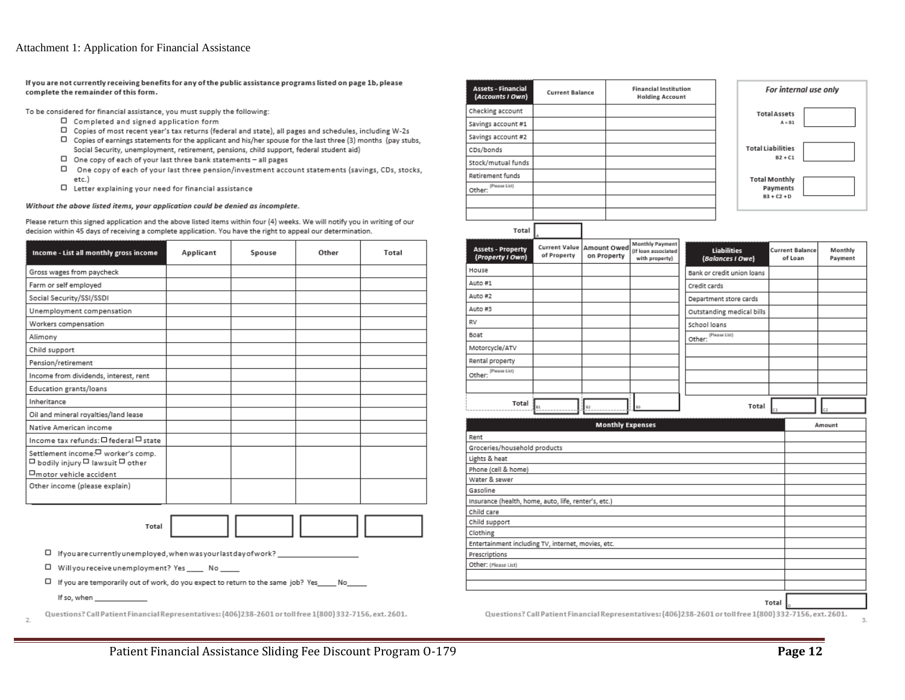Attachment 1: Application for Financial Assistance

**If you are not currently receiving benefits for any of the public assistance programs listed on page 1b, please complete the remainder of this form.**

To be considered for financial assistance, you must supply the following:

- ☐ Completed and signed application form
- ☐ Copies of most recent year's tax returns (federal and state), all pages and schedules, including W-2s
- ☐ Copies of earnings statements for the applicant and his/her spouse for the last three (3) months (pay stubs, Social Security, unemployment, retirement, pensions, child support, federal student aid)
- ☐ One copy of each of your last three bank statements – all pages
- ☐ One copy of each of your last three pension/investment account statements (savings, CDs, stocks, etc.)
- ☐ Letter explaining your need for financial assistance

***Without the above listed items, your application could be denied as incomplete.***

Please return this signed application and the above listed items within four (4) weeks. We will notify you in writing of our decision within 45 days of receiving a complete application. You have the right to appeal our determination.

| Income - List all monthly gross income | Applicant | Spouse | Other | Total |
|---|---|---|---|---|
| Gross wages from paycheck | | | | |
| Farm or self employed | | | | |
| Social Security/SSI/SSDI | | | | |
| Unemployment compensation | | | | |
| Workers compensation | | | | |
| Alimony | | | | |
| Child support | | | | |
| Pension/retirement | | | | |
| Income from dividends, interest, rent | | | | |
| Education grants/loans | | | | |
| Inheritance | | | | |
| Oil and mineral royalties/land lease | | | | |
| Native American income | | | | |
| Income tax refunds: ☐ federal ☐ state | | | | |
| Settlement income: ☐ worker's comp. ☐ bodily injury ☐ lawsuit ☐ other ☐ motor vehicle accident | | | | |
| Other income (please explain) ______ | | | | |
| Total | | | | |

- ☐ If you are currently unemployed, when was your last day of work? ___________________
- ☐ Will you receive unemployment? Yes ____ No ____
- ☐ If you are temporarily out of work, do you expect to return to the same job? Yes_____ No_____

If so, when ____________

Questions? Call Patient Financial Representatives: (406)238-2601 or toll free 1(800)332-7156, ext. 2601.

| Assets - Financial (*Accounts I Own*) | Current Balance | Financial Institution Holding Account |
|---|---|---|
| Checking account | | |
| Savings account #1 | | |
| Savings account #2 | | |
| CDs/bonds | | |
| Stock/mutual funds | | |
| Retirement funds | | |
| Other: (Please List) | | |
| | | |
| | | |
| Total | A | |

*For internal use only*

| | |
|---|---|
| Total Assets A + B1 | |
| Total Liabilities B2 + C1 | |
| Total Monthly Payments B3 + C2 + D | |

| Assets - Property (*Property I Own*) | Current Value of Property | Amount Owed on Property | Monthly Payment (if loan associated with property) |
|---|---|---|---|
| House | | | |
| Auto #1 | | | |
| Auto #2 | | | |
| Auto #3 | | | |
| RV | | | |
| Boat | | | |
| Motorcycle/ATV | | | |
| Rental property | | | |
| Other: (Please List) | | | |
| | | | |
| Total | B1 | B2 | B3 |

| Liabilities (*Balances I Owe*) | Current Balance of Loan | Monthly Payment |
|---|---|---|
| Bank or credit union loans | | |
| Credit cards | | |
| Department store cards | | |
| Outstanding medical bills | | |
| School loans | | |
| Other: (Please List) | | |
| | | |
| | | |
| | | |
| | | |
| Total | C1 | C2 |

| Monthly Expenses | Amount |
|---|---|
| Rent | |
| Groceries/household products | |
| Lights & heat | |
| Phone (cell & home) | |
| Water & sewer | |
| Gasoline | |
| Insurance (health, home, auto, life, renter's, etc.) | |
| Child care | |
| Child support | |
| Clothing | |
| Entertainment including TV, internet, movies, etc. | |
| Prescriptions | |
| Other: (Please List) | |
| | |
| | |
| Total | D |

Questions? Call Patient Financial Representatives: (406)238-2601 or toll free 1(800)332-7156, ext. 2601.